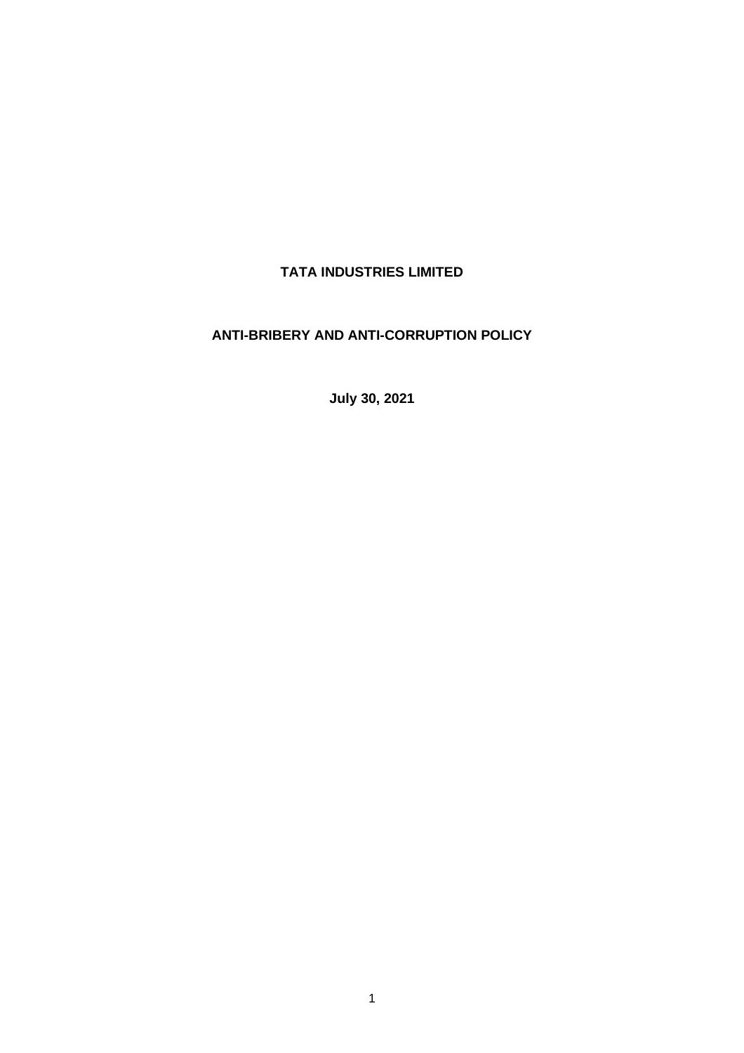# TATA INDUSTRIES LIMITED

## ANTI-BRIBERY AND ANTI-CORRUPTION POLICY

**July 30, 2021**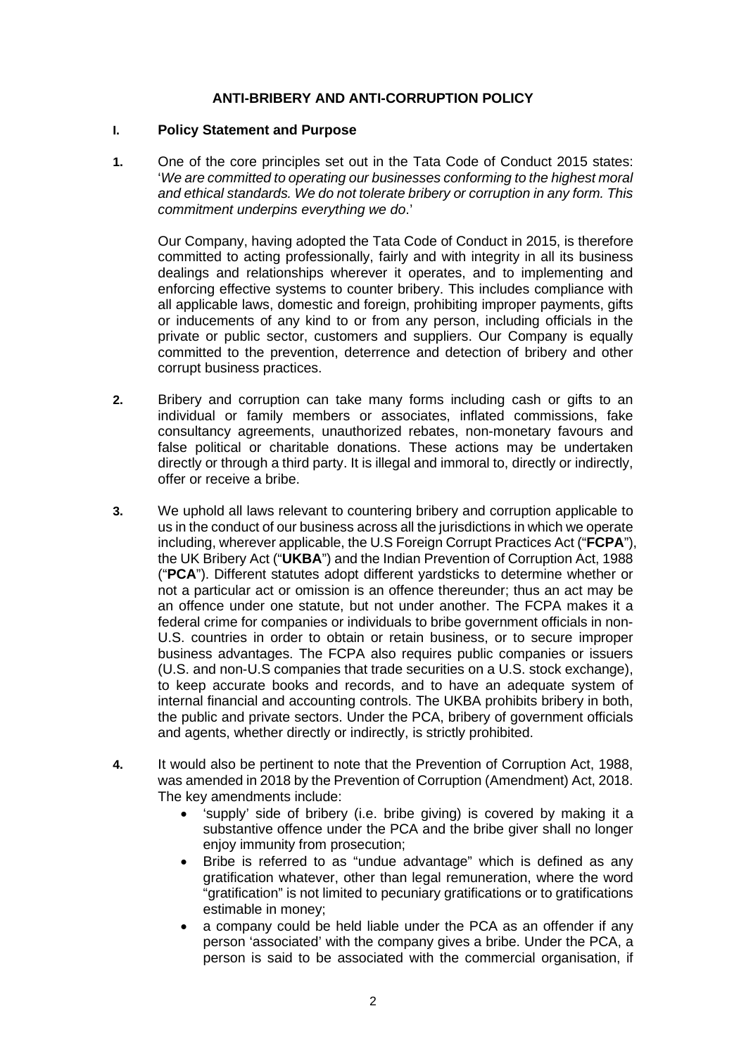**ANTI-BRIBERY AND ANTI-CORRUPTION POLICY**

## I. Policy Statement and Purpose

**1.** One of the core principles set out in the Tata Code of Conduct 2015 states: '*We are committed to operating our businesses conforming to the highest moral and ethical standards. We do not tolerate bribery or corruption in any form. This commitment underpins everything we do*.'

Our Company, having adopted the Tata Code of Conduct in 2015, is therefore committed to acting professionally, fairly and with integrity in all its business dealings and relationships wherever it operates, and to implementing and enforcing effective systems to counter bribery. This includes compliance with all applicable laws, domestic and foreign, prohibiting improper payments, gifts or inducements of any kind to or from any person, including officials in the private or public sector, customers and suppliers. Our Company is equally committed to the prevention, deterrence and detection of bribery and other corrupt business practices.

**2.** Bribery and corruption can take many forms including cash or gifts to an individual or family members or associates, inflated commissions, fake consultancy agreements, unauthorized rebates, non-monetary favours and false political or charitable donations. These actions may be undertaken directly or through a third party. It is illegal and immoral to, directly or indirectly, offer or receive a bribe.

**3.** We uphold all laws relevant to countering bribery and corruption applicable to us in the conduct of our business across all the jurisdictions in which we operate including, wherever applicable, the U.S Foreign Corrupt Practices Act ("**FCPA**"), the UK Bribery Act ("**UKBA**") and the Indian Prevention of Corruption Act, 1988 ("**PCA**"). Different statutes adopt different yardsticks to determine whether or not a particular act or omission is an offence thereunder; thus an act may be an offence under one statute, but not under another. The FCPA makes it a federal crime for companies or individuals to bribe government officials in non-U.S. countries in order to obtain or retain business, or to secure improper business advantages. The FCPA also requires public companies or issuers (U.S. and non-U.S companies that trade securities on a U.S. stock exchange), to keep accurate books and records, and to have an adequate system of internal financial and accounting controls. The UKBA prohibits bribery in both, the public and private sectors. Under the PCA, bribery of government officials and agents, whether directly or indirectly, is strictly prohibited.

**4.** It would also be pertinent to note that the Prevention of Corruption Act, 1988, was amended in 2018 by the Prevention of Corruption (Amendment) Act, 2018. The key amendments include:

- 'supply' side of bribery (i.e. bribe giving) is covered by making it a substantive offence under the PCA and the bribe giver shall no longer enjoy immunity from prosecution;
- Bribe is referred to as "undue advantage" which is defined as any gratification whatever, other than legal remuneration, where the word "gratification" is not limited to pecuniary gratifications or to gratifications estimable in money;
- a company could be held liable under the PCA as an offender if any person 'associated' with the company gives a bribe. Under the PCA, a person is said to be associated with the commercial organisation, if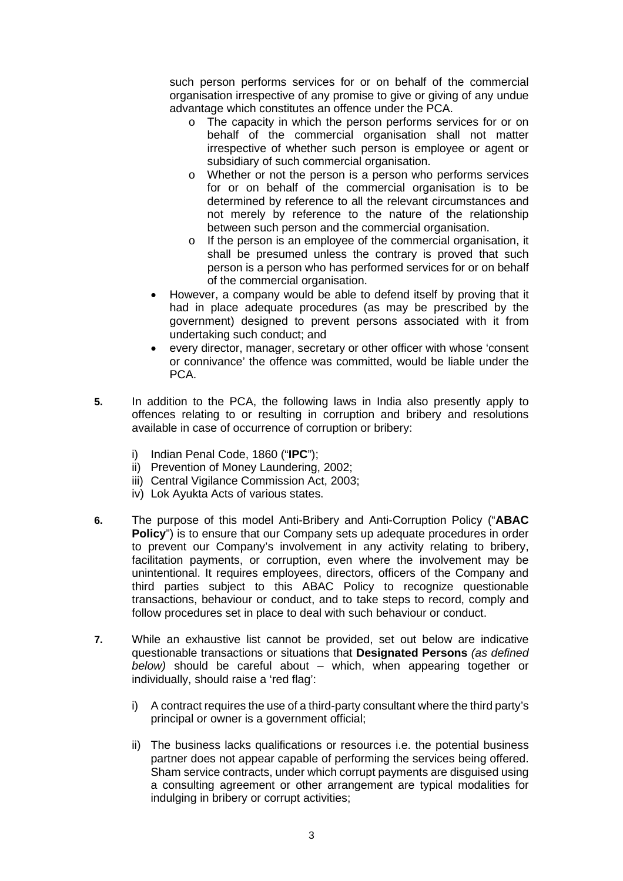such person performs services for or on behalf of the commercial organisation irrespective of any promise to give or giving of any undue advantage which constitutes an offence under the PCA.

  - The capacity in which the person performs services for or on behalf of the commercial organisation shall not matter irrespective of whether such person is employee or agent or subsidiary of such commercial organisation.
  - Whether or not the person is a person who performs services for or on behalf of the commercial organisation is to be determined by reference to all the relevant circumstances and not merely by reference to the nature of the relationship between such person and the commercial organisation.
  - If the person is an employee of the commercial organisation, it shall be presumed unless the contrary is proved that such person is a person who has performed services for or on behalf of the commercial organisation.

- However, a company would be able to defend itself by proving that it had in place adequate procedures (as may be prescribed by the government) designed to prevent persons associated with it from undertaking such conduct; and
- every director, manager, secretary or other officer with whose 'consent or connivance' the offence was committed, would be liable under the PCA.

**5.** In addition to the PCA, the following laws in India also presently apply to offences relating to or resulting in corruption and bribery and resolutions available in case of occurrence of corruption or bribery:

i) Indian Penal Code, 1860 ("**IPC**");
ii) Prevention of Money Laundering, 2002;
iii) Central Vigilance Commission Act, 2003;
iv) Lok Ayukta Acts of various states.

**6.** The purpose of this model Anti-Bribery and Anti-Corruption Policy ("**ABAC Policy**") is to ensure that our Company sets up adequate procedures in order to prevent our Company's involvement in any activity relating to bribery, facilitation payments, or corruption, even where the involvement may be unintentional. It requires employees, directors, officers of the Company and third parties subject to this ABAC Policy to recognize questionable transactions, behaviour or conduct, and to take steps to record, comply and follow procedures set in place to deal with such behaviour or conduct.

**7.** While an exhaustive list cannot be provided, set out below are indicative questionable transactions or situations that **Designated Persons** *(as defined below)* should be careful about – which, when appearing together or individually, should raise a 'red flag':

i) A contract requires the use of a third-party consultant where the third party's principal or owner is a government official;

ii) The business lacks qualifications or resources i.e. the potential business partner does not appear capable of performing the services being offered. Sham service contracts, under which corrupt payments are disguised using a consulting agreement or other arrangement are typical modalities for indulging in bribery or corrupt activities;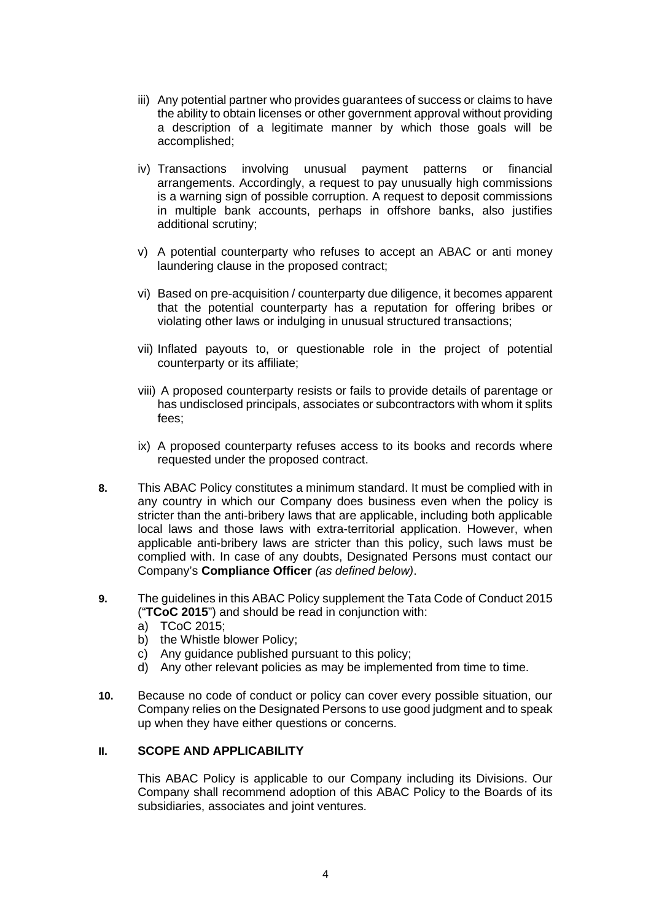iii) Any potential partner who provides guarantees of success or claims to have the ability to obtain licenses or other government approval without providing a description of a legitimate manner by which those goals will be accomplished;

iv) Transactions involving unusual payment patterns or financial arrangements. Accordingly, a request to pay unusually high commissions is a warning sign of possible corruption. A request to deposit commissions in multiple bank accounts, perhaps in offshore banks, also justifies additional scrutiny;

v) A potential counterparty who refuses to accept an ABAC or anti money laundering clause in the proposed contract;

vi) Based on pre-acquisition / counterparty due diligence, it becomes apparent that the potential counterparty has a reputation for offering bribes or violating other laws or indulging in unusual structured transactions;

vii) Inflated payouts to, or questionable role in the project of potential counterparty or its affiliate;

viii) A proposed counterparty resists or fails to provide details of parentage or has undisclosed principals, associates or subcontractors with whom it splits fees;

ix) A proposed counterparty refuses access to its books and records where requested under the proposed contract.

**8.** This ABAC Policy constitutes a minimum standard. It must be complied with in any country in which our Company does business even when the policy is stricter than the anti-bribery laws that are applicable, including both applicable local laws and those laws with extra-territorial application. However, when applicable anti-bribery laws are stricter than this policy, such laws must be complied with. In case of any doubts, Designated Persons must contact our Company's **Compliance Officer** *(as defined below)*.

**9.** The guidelines in this ABAC Policy supplement the Tata Code of Conduct 2015 ("**TCoC 2015**") and should be read in conjunction with:

a) TCoC 2015;
b) the Whistle blower Policy;
c) Any guidance published pursuant to this policy;
d) Any other relevant policies as may be implemented from time to time.

**10.** Because no code of conduct or policy can cover every possible situation, our Company relies on the Designated Persons to use good judgment and to speak up when they have either questions or concerns.

## II. SCOPE AND APPLICABILITY

This ABAC Policy is applicable to our Company including its Divisions. Our Company shall recommend adoption of this ABAC Policy to the Boards of its subsidiaries, associates and joint ventures.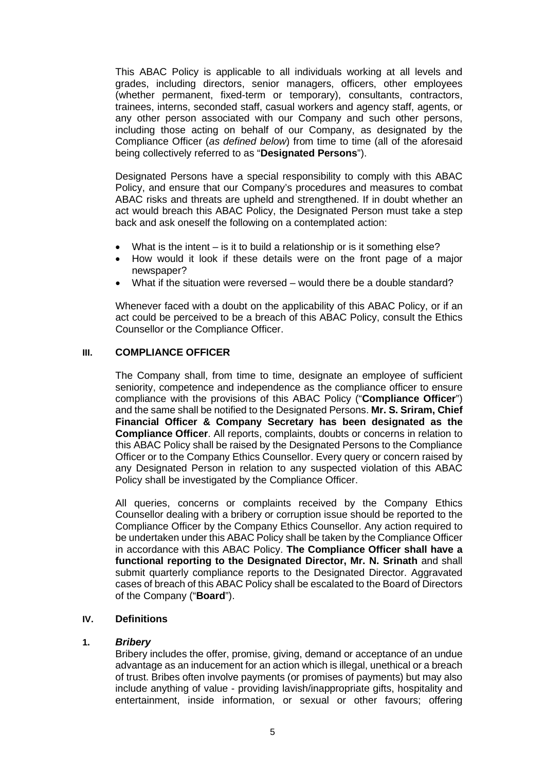This ABAC Policy is applicable to all individuals working at all levels and grades, including directors, senior managers, officers, other employees (whether permanent, fixed-term or temporary), consultants, contractors, trainees, interns, seconded staff, casual workers and agency staff, agents, or any other person associated with our Company and such other persons, including those acting on behalf of our Company, as designated by the Compliance Officer (*as defined below*) from time to time (all of the aforesaid being collectively referred to as "**Designated Persons**").

Designated Persons have a special responsibility to comply with this ABAC Policy, and ensure that our Company's procedures and measures to combat ABAC risks and threats are upheld and strengthened. If in doubt whether an act would breach this ABAC Policy, the Designated Person must take a step back and ask oneself the following on a contemplated action:

- What is the intent – is it to build a relationship or is it something else?
- How would it look if these details were on the front page of a major newspaper?
- What if the situation were reversed – would there be a double standard?

Whenever faced with a doubt on the applicability of this ABAC Policy, or if an act could be perceived to be a breach of this ABAC Policy, consult the Ethics Counsellor or the Compliance Officer.

## III. COMPLIANCE OFFICER

The Company shall, from time to time, designate an employee of sufficient seniority, competence and independence as the compliance officer to ensure compliance with the provisions of this ABAC Policy ("**Compliance Officer**") and the same shall be notified to the Designated Persons. **Mr. S. Sriram, Chief Financial Officer & Company Secretary has been designated as the Compliance Officer**. All reports, complaints, doubts or concerns in relation to this ABAC Policy shall be raised by the Designated Persons to the Compliance Officer or to the Company Ethics Counsellor. Every query or concern raised by any Designated Person in relation to any suspected violation of this ABAC Policy shall be investigated by the Compliance Officer.

All queries, concerns or complaints received by the Company Ethics Counsellor dealing with a bribery or corruption issue should be reported to the Compliance Officer by the Company Ethics Counsellor. Any action required to be undertaken under this ABAC Policy shall be taken by the Compliance Officer in accordance with this ABAC Policy. **The Compliance Officer shall have a functional reporting to the Designated Director, Mr. N. Srinath** and shall submit quarterly compliance reports to the Designated Director. Aggravated cases of breach of this ABAC Policy shall be escalated to the Board of Directors of the Company ("**Board**").

## IV. Definitions

### 1. *Bribery*

Bribery includes the offer, promise, giving, demand or acceptance of an undue advantage as an inducement for an action which is illegal, unethical or a breach of trust. Bribes often involve payments (or promises of payments) but may also include anything of value - providing lavish/inappropriate gifts, hospitality and entertainment, inside information, or sexual or other favours; offering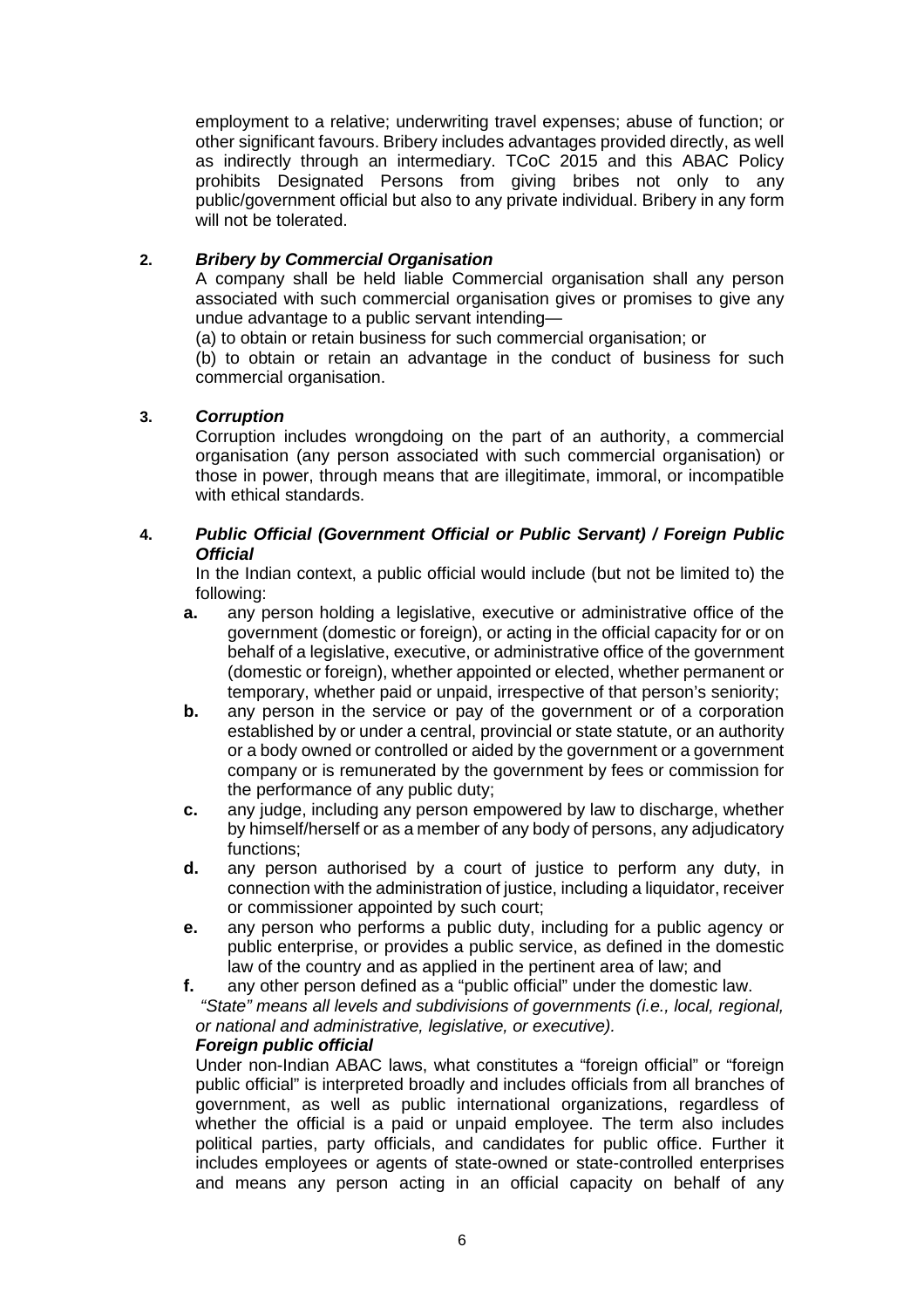employment to a relative; underwriting travel expenses; abuse of function; or other significant favours. Bribery includes advantages provided directly, as well as indirectly through an intermediary. TCoC 2015 and this ABAC Policy prohibits Designated Persons from giving bribes not only to any public/government official but also to any private individual. Bribery in any form will not be tolerated.

**2. *Bribery by Commercial Organisation***

A company shall be held liable Commercial organisation shall any person associated with such commercial organisation gives or promises to give any undue advantage to a public servant intending—

(a) to obtain or retain business for such commercial organisation; or

(b) to obtain or retain an advantage in the conduct of business for such commercial organisation.

**3. *Corruption***

Corruption includes wrongdoing on the part of an authority, a commercial organisation (any person associated with such commercial organisation) or those in power, through means that are illegitimate, immoral, or incompatible with ethical standards.

**4. *Public Official (Government Official or Public Servant) / Foreign Public Official***

In the Indian context, a public official would include (but not be limited to) the following:

- **a.** any person holding a legislative, executive or administrative office of the government (domestic or foreign), or acting in the official capacity for or on behalf of a legislative, executive, or administrative office of the government (domestic or foreign), whether appointed or elected, whether permanent or temporary, whether paid or unpaid, irrespective of that person's seniority;
- **b.** any person in the service or pay of the government or of a corporation established by or under a central, provincial or state statute, or an authority or a body owned or controlled or aided by the government or a government company or is remunerated by the government by fees or commission for the performance of any public duty;
- **c.** any judge, including any person empowered by law to discharge, whether by himself/herself or as a member of any body of persons, any adjudicatory functions;
- **d.** any person authorised by a court of justice to perform any duty, in connection with the administration of justice, including a liquidator, receiver or commissioner appointed by such court;
- **e.** any person who performs a public duty, including for a public agency or public enterprise, or provides a public service, as defined in the domestic law of the country and as applied in the pertinent area of law; and
- **f.** any other person defined as a "public official" under the domestic law.

*"State" means all levels and subdivisions of governments (i.e., local, regional, or national and administrative, legislative, or executive).*

***Foreign public official***

Under non-Indian ABAC laws, what constitutes a "foreign official" or "foreign public official" is interpreted broadly and includes officials from all branches of government, as well as public international organizations, regardless of whether the official is a paid or unpaid employee. The term also includes political parties, party officials, and candidates for public office. Further it includes employees or agents of state-owned or state-controlled enterprises and means any person acting in an official capacity on behalf of any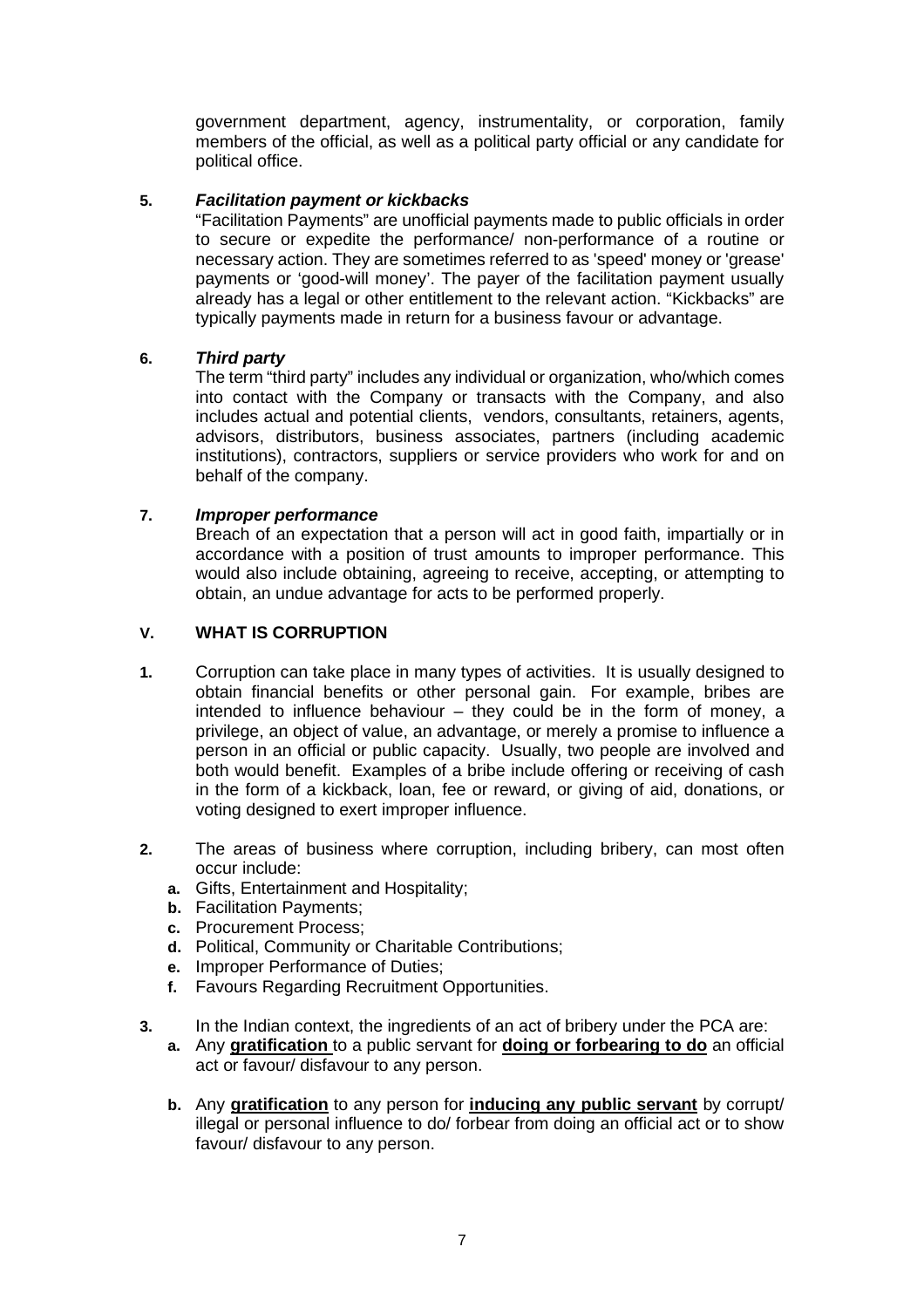government department, agency, instrumentality, or corporation, family members of the official, as well as a political party official or any candidate for political office.

**5.** ***Facilitation payment or kickbacks***

"Facilitation Payments" are unofficial payments made to public officials in order to secure or expedite the performance/ non-performance of a routine or necessary action. They are sometimes referred to as 'speed' money or 'grease' payments or 'good-will money'. The payer of the facilitation payment usually already has a legal or other entitlement to the relevant action. "Kickbacks" are typically payments made in return for a business favour or advantage.

**6.** ***Third party***

The term "third party" includes any individual or organization, who/which comes into contact with the Company or transacts with the Company, and also includes actual and potential clients, vendors, consultants, retainers, agents, advisors, distributors, business associates, partners (including academic institutions), contractors, suppliers or service providers who work for and on behalf of the company.

**7.** ***Improper performance***

Breach of an expectation that a person will act in good faith, impartially or in accordance with a position of trust amounts to improper performance. This would also include obtaining, agreeing to receive, accepting, or attempting to obtain, an undue advantage for acts to be performed properly.

## V. WHAT IS CORRUPTION

**1.** Corruption can take place in many types of activities. It is usually designed to obtain financial benefits or other personal gain. For example, bribes are intended to influence behaviour – they could be in the form of money, a privilege, an object of value, an advantage, or merely a promise to influence a person in an official or public capacity. Usually, two people are involved and both would benefit. Examples of a bribe include offering or receiving of cash in the form of a kickback, loan, fee or reward, or giving of aid, donations, or voting designed to exert improper influence.

**2.** The areas of business where corruption, including bribery, can most often occur include:

- **a.** Gifts, Entertainment and Hospitality;
- **b.** Facilitation Payments;
- **c.** Procurement Process;
- **d.** Political, Community or Charitable Contributions;
- **e.** Improper Performance of Duties;
- **f.** Favours Regarding Recruitment Opportunities.

**3.** In the Indian context, the ingredients of an act of bribery under the PCA are:

- **a.** Any **gratification** to a public servant for **doing or forbearing to do** an official act or favour/ disfavour to any person.
- **b.** Any **gratification** to any person for **inducing any public servant** by corrupt/ illegal or personal influence to do/ forbear from doing an official act or to show favour/ disfavour to any person.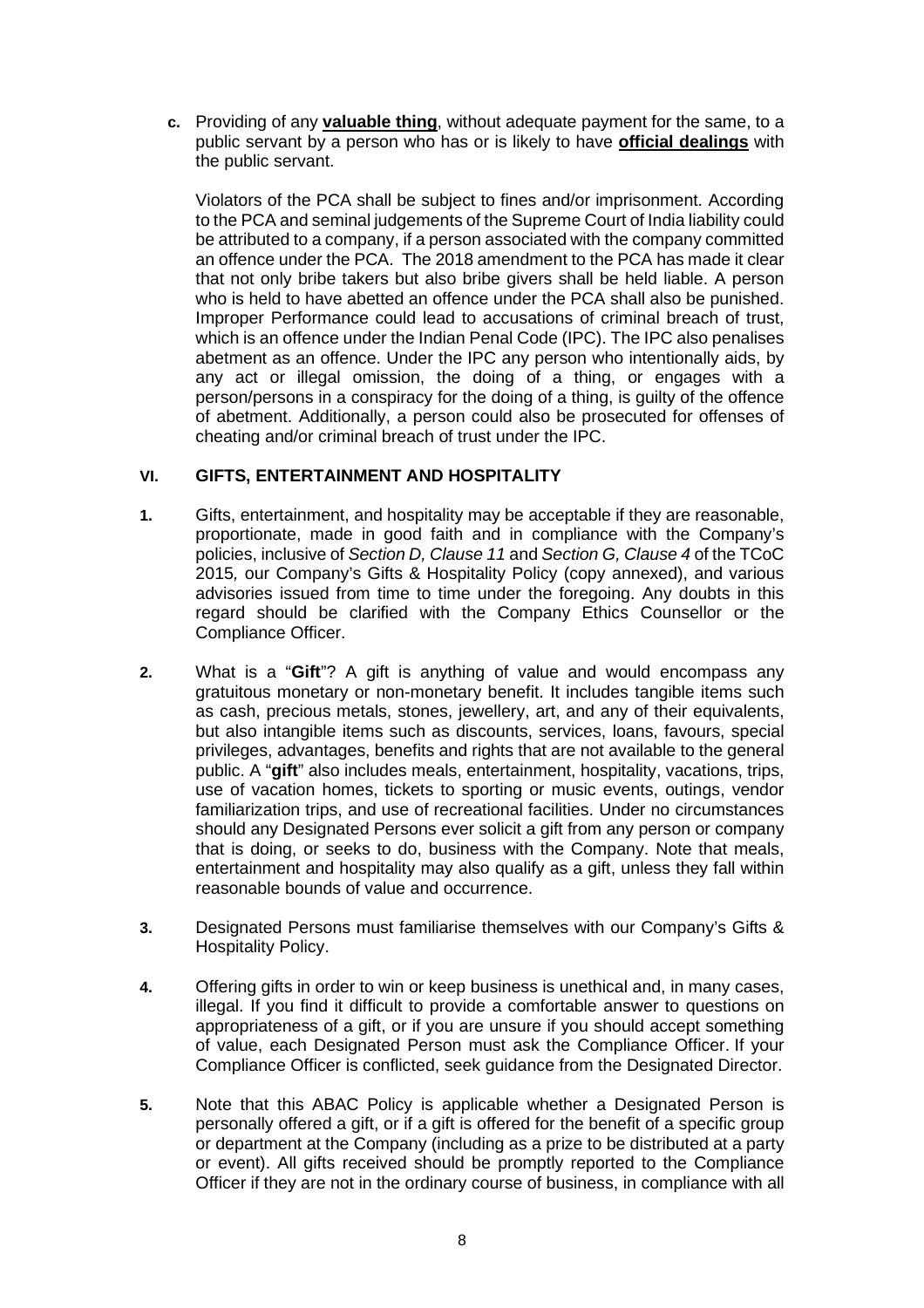c. Providing of any **valuable thing**, without adequate payment for the same, to a public servant by a person who has or is likely to have **official dealings** with the public servant.

Violators of the PCA shall be subject to fines and/or imprisonment. According to the PCA and seminal judgements of the Supreme Court of India liability could be attributed to a company, if a person associated with the company committed an offence under the PCA. The 2018 amendment to the PCA has made it clear that not only bribe takers but also bribe givers shall be held liable. A person who is held to have abetted an offence under the PCA shall also be punished. Improper Performance could lead to accusations of criminal breach of trust, which is an offence under the Indian Penal Code (IPC). The IPC also penalises abetment as an offence. Under the IPC any person who intentionally aids, by any act or illegal omission, the doing of a thing, or engages with a person/persons in a conspiracy for the doing of a thing, is guilty of the offence of abetment. Additionally, a person could also be prosecuted for offenses of cheating and/or criminal breach of trust under the IPC.

## VI. GIFTS, ENTERTAINMENT AND HOSPITALITY

1. Gifts, entertainment, and hospitality may be acceptable if they are reasonable, proportionate, made in good faith and in compliance with the Company's policies, inclusive of *Section D, Clause 11* and *Section G, Clause 4* of the TCoC 2015*,* our Company's Gifts & Hospitality Policy (copy annexed), and various advisories issued from time to time under the foregoing. Any doubts in this regard should be clarified with the Company Ethics Counsellor or the Compliance Officer.

2. What is a "**Gift**"? A gift is anything of value and would encompass any gratuitous monetary or non-monetary benefit. It includes tangible items such as cash, precious metals, stones, jewellery, art, and any of their equivalents, but also intangible items such as discounts, services, loans, favours, special privileges, advantages, benefits and rights that are not available to the general public. A "**gift**" also includes meals, entertainment, hospitality, vacations, trips, use of vacation homes, tickets to sporting or music events, outings, vendor familiarization trips, and use of recreational facilities. Under no circumstances should any Designated Persons ever solicit a gift from any person or company that is doing, or seeks to do, business with the Company. Note that meals, entertainment and hospitality may also qualify as a gift, unless they fall within reasonable bounds of value and occurrence.

3. Designated Persons must familiarise themselves with our Company's Gifts & Hospitality Policy.

4. Offering gifts in order to win or keep business is unethical and, in many cases, illegal. If you find it difficult to provide a comfortable answer to questions on appropriateness of a gift, or if you are unsure if you should accept something of value, each Designated Person must ask the Compliance Officer. If your Compliance Officer is conflicted, seek guidance from the Designated Director.

5. Note that this ABAC Policy is applicable whether a Designated Person is personally offered a gift, or if a gift is offered for the benefit of a specific group or department at the Company (including as a prize to be distributed at a party or event). All gifts received should be promptly reported to the Compliance Officer if they are not in the ordinary course of business, in compliance with all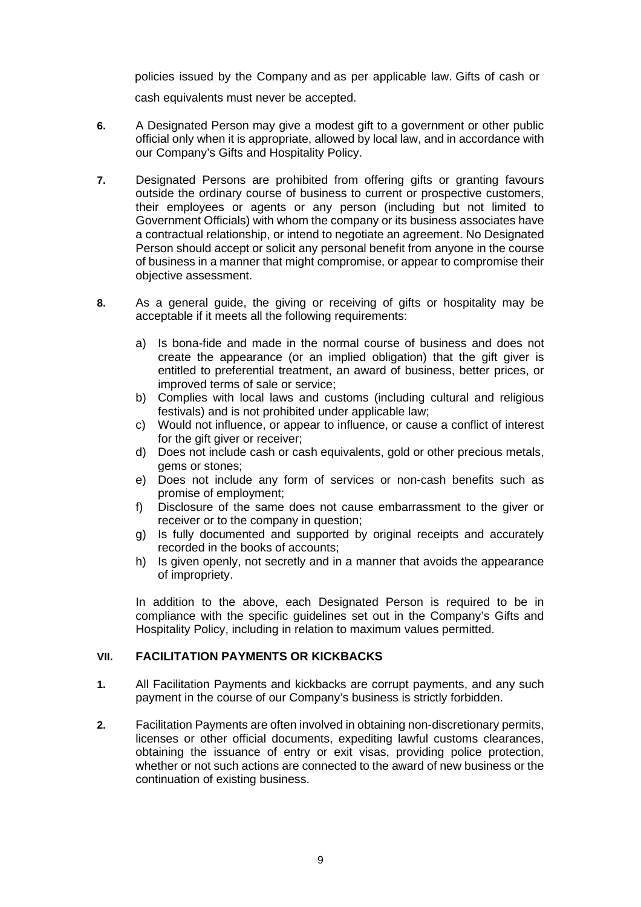policies issued by the Company and as per applicable law. Gifts of cash or cash equivalents must never be accepted.

**6.** A Designated Person may give a modest gift to a government or other public official only when it is appropriate, allowed by local law, and in accordance with our Company's Gifts and Hospitality Policy.

**7.** Designated Persons are prohibited from offering gifts or granting favours outside the ordinary course of business to current or prospective customers, their employees or agents or any person (including but not limited to Government Officials) with whom the company or its business associates have a contractual relationship, or intend to negotiate an agreement. No Designated Person should accept or solicit any personal benefit from anyone in the course of business in a manner that might compromise, or appear to compromise their objective assessment.

**8.** As a general guide, the giving or receiving of gifts or hospitality may be acceptable if it meets all the following requirements:

a) Is bona-fide and made in the normal course of business and does not create the appearance (or an implied obligation) that the gift giver is entitled to preferential treatment, an award of business, better prices, or improved terms of sale or service;

b) Complies with local laws and customs (including cultural and religious festivals) and is not prohibited under applicable law;

c) Would not influence, or appear to influence, or cause a conflict of interest for the gift giver or receiver;

d) Does not include cash or cash equivalents, gold or other precious metals, gems or stones;

e) Does not include any form of services or non-cash benefits such as promise of employment;

f) Disclosure of the same does not cause embarrassment to the giver or receiver or to the company in question;

g) Is fully documented and supported by original receipts and accurately recorded in the books of accounts;

h) Is given openly, not secretly and in a manner that avoids the appearance of impropriety.

In addition to the above, each Designated Person is required to be in compliance with the specific guidelines set out in the Company's Gifts and Hospitality Policy, including in relation to maximum values permitted.

## VII. FACILITATION PAYMENTS OR KICKBACKS

**1.** All Facilitation Payments and kickbacks are corrupt payments, and any such payment in the course of our Company's business is strictly forbidden.

**2.** Facilitation Payments are often involved in obtaining non-discretionary permits, licenses or other official documents, expediting lawful customs clearances, obtaining the issuance of entry or exit visas, providing police protection, whether or not such actions are connected to the award of new business or the continuation of existing business.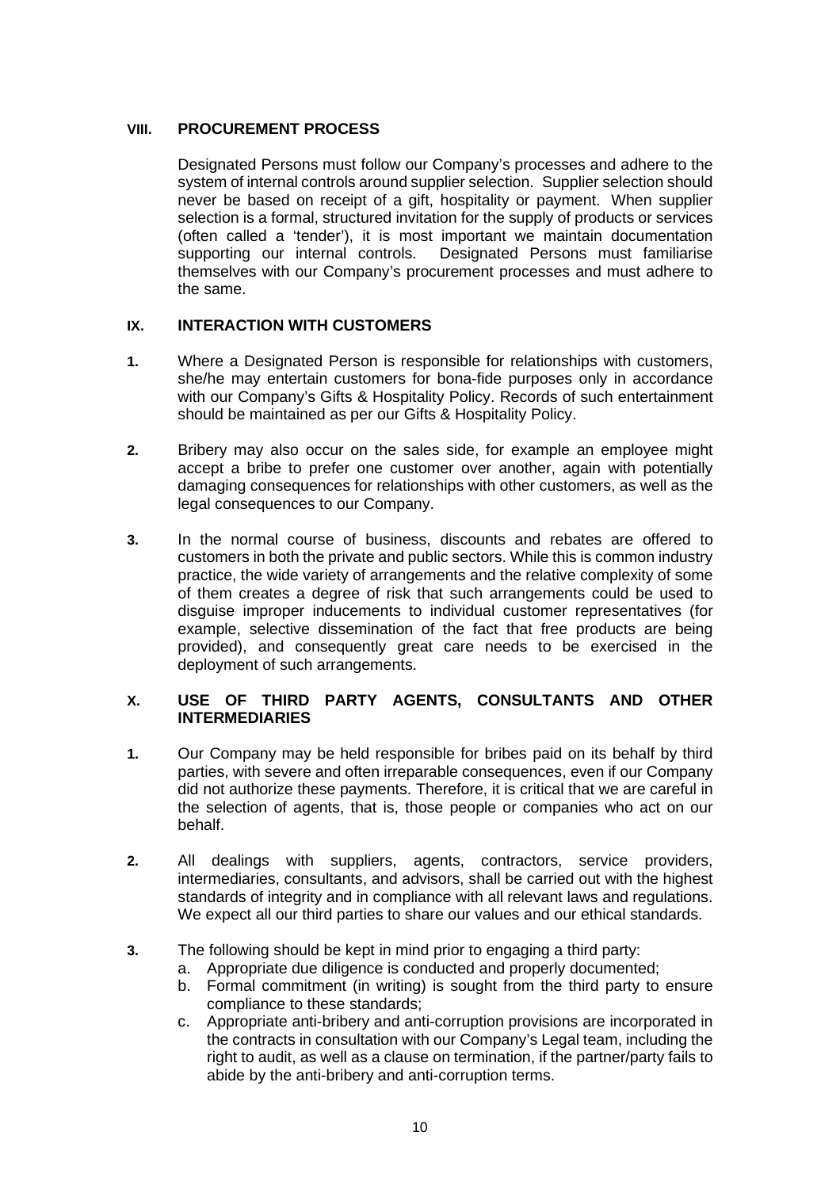## VIII. PROCUREMENT PROCESS

Designated Persons must follow our Company's processes and adhere to the system of internal controls around supplier selection. Supplier selection should never be based on receipt of a gift, hospitality or payment. When supplier selection is a formal, structured invitation for the supply of products or services (often called a 'tender'), it is most important we maintain documentation supporting our internal controls. Designated Persons must familiarise themselves with our Company's procurement processes and must adhere to the same.

## IX. INTERACTION WITH CUSTOMERS

**1.** Where a Designated Person is responsible for relationships with customers, she/he may entertain customers for bona-fide purposes only in accordance with our Company's Gifts & Hospitality Policy. Records of such entertainment should be maintained as per our Gifts & Hospitality Policy.

**2.** Bribery may also occur on the sales side, for example an employee might accept a bribe to prefer one customer over another, again with potentially damaging consequences for relationships with other customers, as well as the legal consequences to our Company.

**3.** In the normal course of business, discounts and rebates are offered to customers in both the private and public sectors. While this is common industry practice, the wide variety of arrangements and the relative complexity of some of them creates a degree of risk that such arrangements could be used to disguise improper inducements to individual customer representatives (for example, selective dissemination of the fact that free products are being provided), and consequently great care needs to be exercised in the deployment of such arrangements.

## X. USE OF THIRD PARTY AGENTS, CONSULTANTS AND OTHER INTERMEDIARIES

**1.** Our Company may be held responsible for bribes paid on its behalf by third parties, with severe and often irreparable consequences, even if our Company did not authorize these payments. Therefore, it is critical that we are careful in the selection of agents, that is, those people or companies who act on our behalf.

**2.** All dealings with suppliers, agents, contractors, service providers, intermediaries, consultants, and advisors, shall be carried out with the highest standards of integrity and in compliance with all relevant laws and regulations. We expect all our third parties to share our values and our ethical standards.

**3.** The following should be kept in mind prior to engaging a third party:

a. Appropriate due diligence is conducted and properly documented;

b. Formal commitment (in writing) is sought from the third party to ensure compliance to these standards;

c. Appropriate anti-bribery and anti-corruption provisions are incorporated in the contracts in consultation with our Company's Legal team, including the right to audit, as well as a clause on termination, if the partner/party fails to abide by the anti-bribery and anti-corruption terms.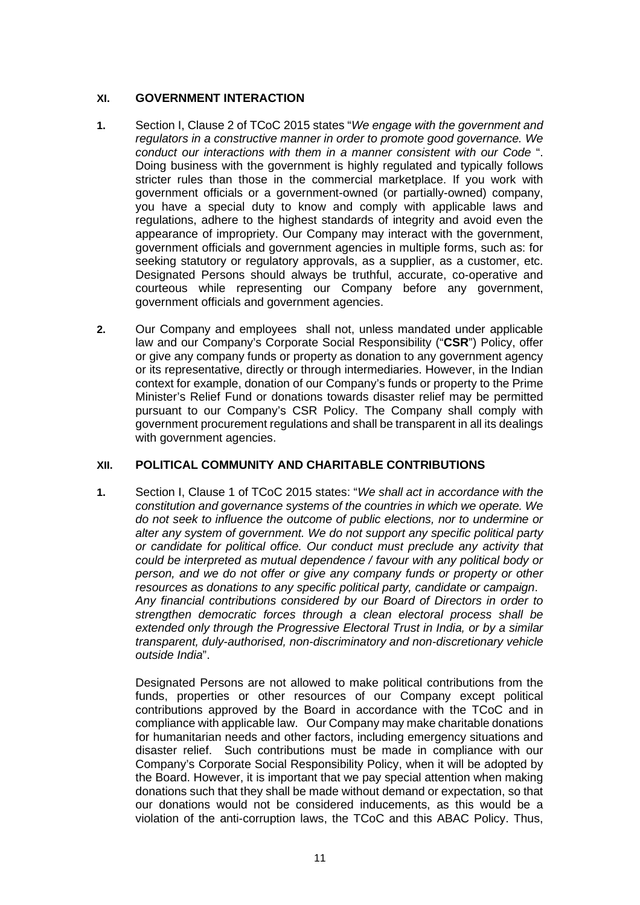## XI. GOVERNMENT INTERACTION

**1.** Section I, Clause 2 of TCoC 2015 states "*We engage with the government and regulators in a constructive manner in order to promote good governance. We conduct our interactions with them in a manner consistent with our Code* ". Doing business with the government is highly regulated and typically follows stricter rules than those in the commercial marketplace. If you work with government officials or a government-owned (or partially-owned) company, you have a special duty to know and comply with applicable laws and regulations, adhere to the highest standards of integrity and avoid even the appearance of impropriety. Our Company may interact with the government, government officials and government agencies in multiple forms, such as: for seeking statutory or regulatory approvals, as a supplier, as a customer, etc. Designated Persons should always be truthful, accurate, co-operative and courteous while representing our Company before any government, government officials and government agencies.

**2.** Our Company and employees shall not, unless mandated under applicable law and our Company's Corporate Social Responsibility ("**CSR**") Policy, offer or give any company funds or property as donation to any government agency or its representative, directly or through intermediaries. However, in the Indian context for example, donation of our Company's funds or property to the Prime Minister's Relief Fund or donations towards disaster relief may be permitted pursuant to our Company's CSR Policy. The Company shall comply with government procurement regulations and shall be transparent in all its dealings with government agencies.

## XII. POLITICAL COMMUNITY AND CHARITABLE CONTRIBUTIONS

**1.** Section I, Clause 1 of TCoC 2015 states: "*We shall act in accordance with the constitution and governance systems of the countries in which we operate. We do not seek to influence the outcome of public elections, nor to undermine or alter any system of government. We do not support any specific political party or candidate for political office. Our conduct must preclude any activity that could be interpreted as mutual dependence / favour with any political body or person, and we do not offer or give any company funds or property or other resources as donations to any specific political party, candidate or campaign*. *Any financial contributions considered by our Board of Directors in order to strengthen democratic forces through a clean electoral process shall be extended only through the Progressive Electoral Trust in India, or by a similar transparent, duly-authorised, non-discriminatory and non-discretionary vehicle outside India*".

Designated Persons are not allowed to make political contributions from the funds, properties or other resources of our Company except political contributions approved by the Board in accordance with the TCoC and in compliance with applicable law. Our Company may make charitable donations for humanitarian needs and other factors, including emergency situations and disaster relief. Such contributions must be made in compliance with our Company's Corporate Social Responsibility Policy, when it will be adopted by the Board. However, it is important that we pay special attention when making donations such that they shall be made without demand or expectation, so that our donations would not be considered inducements, as this would be a violation of the anti-corruption laws, the TCoC and this ABAC Policy. Thus,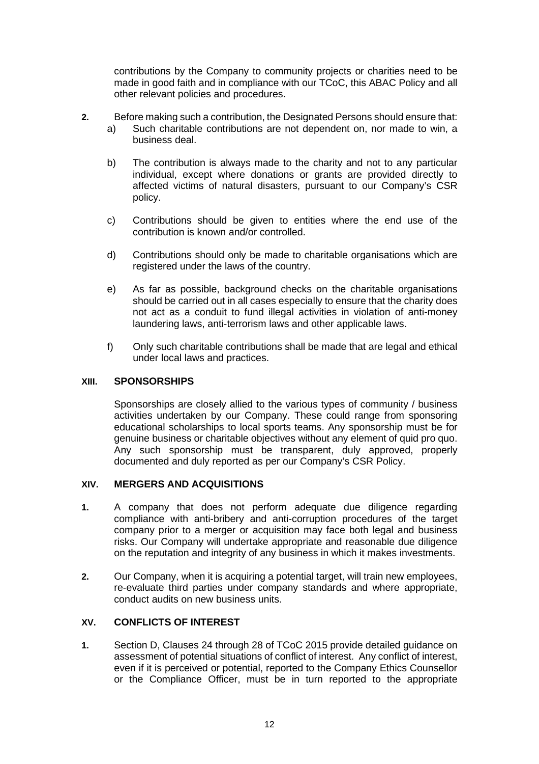contributions by the Company to community projects or charities need to be made in good faith and in compliance with our TCoC, this ABAC Policy and all other relevant policies and procedures.

**2.** Before making such a contribution, the Designated Persons should ensure that:

a) Such charitable contributions are not dependent on, nor made to win, a business deal.

b) The contribution is always made to the charity and not to any particular individual, except where donations or grants are provided directly to affected victims of natural disasters, pursuant to our Company's CSR policy.

c) Contributions should be given to entities where the end use of the contribution is known and/or controlled.

d) Contributions should only be made to charitable organisations which are registered under the laws of the country.

e) As far as possible, background checks on the charitable organisations should be carried out in all cases especially to ensure that the charity does not act as a conduit to fund illegal activities in violation of anti-money laundering laws, anti-terrorism laws and other applicable laws.

f) Only such charitable contributions shall be made that are legal and ethical under local laws and practices.

## XIII. SPONSORSHIPS

Sponsorships are closely allied to the various types of community / business activities undertaken by our Company. These could range from sponsoring educational scholarships to local sports teams. Any sponsorship must be for genuine business or charitable objectives without any element of quid pro quo. Any such sponsorship must be transparent, duly approved, properly documented and duly reported as per our Company's CSR Policy.

## XIV. MERGERS AND ACQUISITIONS

**1.** A company that does not perform adequate due diligence regarding compliance with anti-bribery and anti-corruption procedures of the target company prior to a merger or acquisition may face both legal and business risks. Our Company will undertake appropriate and reasonable due diligence on the reputation and integrity of any business in which it makes investments.

**2.** Our Company, when it is acquiring a potential target, will train new employees, re-evaluate third parties under company standards and where appropriate, conduct audits on new business units.

## XV. CONFLICTS OF INTEREST

**1.** Section D, Clauses 24 through 28 of TCoC 2015 provide detailed guidance on assessment of potential situations of conflict of interest. Any conflict of interest, even if it is perceived or potential, reported to the Company Ethics Counsellor or the Compliance Officer, must be in turn reported to the appropriate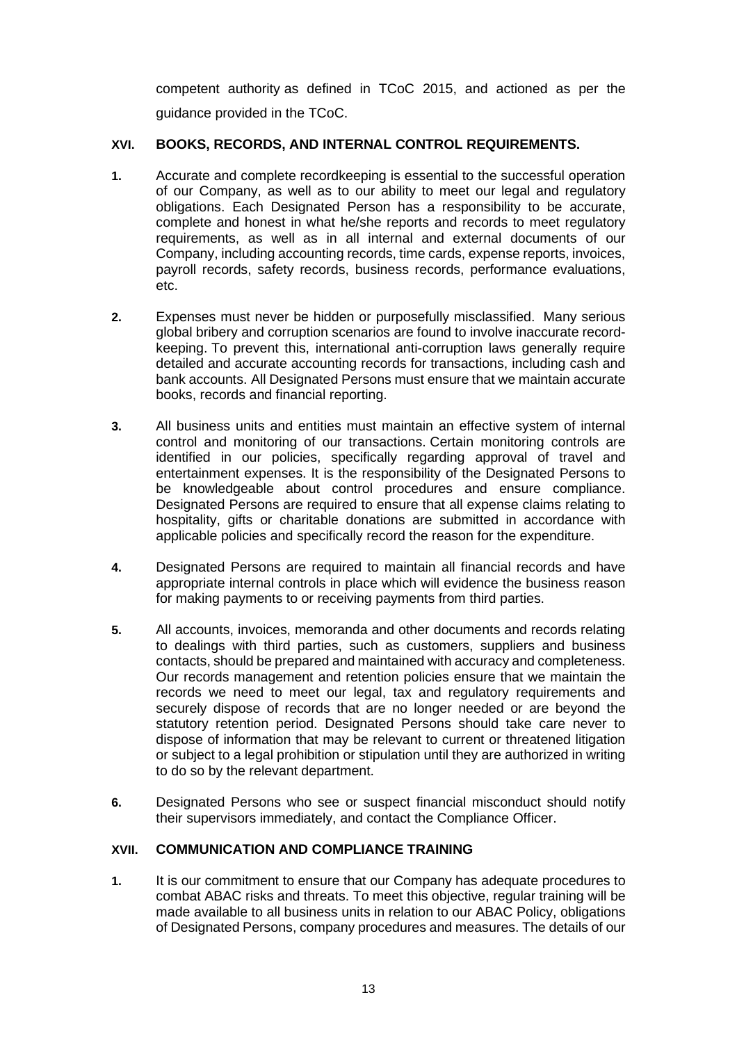competent authority as defined in TCoC 2015, and actioned as per the guidance provided in the TCoC.

## XVI. BOOKS, RECORDS, AND INTERNAL CONTROL REQUIREMENTS.

**1.** Accurate and complete recordkeeping is essential to the successful operation of our Company, as well as to our ability to meet our legal and regulatory obligations. Each Designated Person has a responsibility to be accurate, complete and honest in what he/she reports and records to meet regulatory requirements, as well as in all internal and external documents of our Company, including accounting records, time cards, expense reports, invoices, payroll records, safety records, business records, performance evaluations, etc.

**2.** Expenses must never be hidden or purposefully misclassified. Many serious global bribery and corruption scenarios are found to involve inaccurate record-keeping. To prevent this, international anti-corruption laws generally require detailed and accurate accounting records for transactions, including cash and bank accounts. All Designated Persons must ensure that we maintain accurate books, records and financial reporting.

**3.** All business units and entities must maintain an effective system of internal control and monitoring of our transactions. Certain monitoring controls are identified in our policies, specifically regarding approval of travel and entertainment expenses. It is the responsibility of the Designated Persons to be knowledgeable about control procedures and ensure compliance. Designated Persons are required to ensure that all expense claims relating to hospitality, gifts or charitable donations are submitted in accordance with applicable policies and specifically record the reason for the expenditure.

**4.** Designated Persons are required to maintain all financial records and have appropriate internal controls in place which will evidence the business reason for making payments to or receiving payments from third parties.

**5.** All accounts, invoices, memoranda and other documents and records relating to dealings with third parties, such as customers, suppliers and business contacts, should be prepared and maintained with accuracy and completeness. Our records management and retention policies ensure that we maintain the records we need to meet our legal, tax and regulatory requirements and securely dispose of records that are no longer needed or are beyond the statutory retention period. Designated Persons should take care never to dispose of information that may be relevant to current or threatened litigation or subject to a legal prohibition or stipulation until they are authorized in writing to do so by the relevant department.

**6.** Designated Persons who see or suspect financial misconduct should notify their supervisors immediately, and contact the Compliance Officer.

## XVII. COMMUNICATION AND COMPLIANCE TRAINING

**1.** It is our commitment to ensure that our Company has adequate procedures to combat ABAC risks and threats. To meet this objective, regular training will be made available to all business units in relation to our ABAC Policy, obligations of Designated Persons, company procedures and measures. The details of our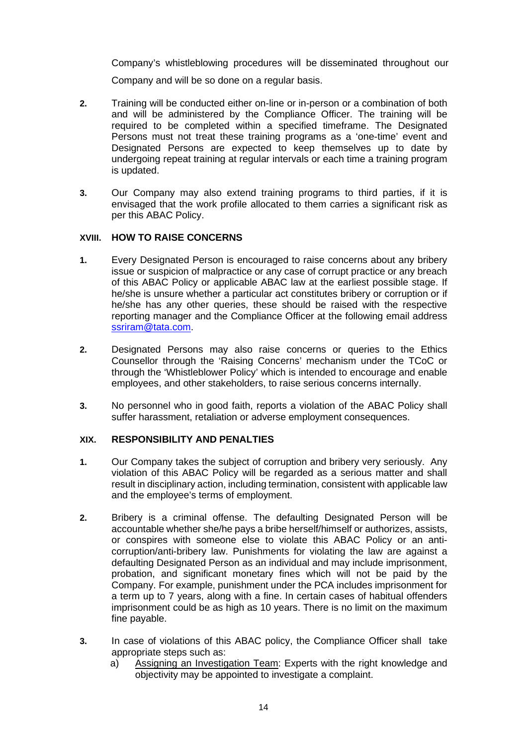Company's whistleblowing procedures will be disseminated throughout our Company and will be so done on a regular basis.

2. Training will be conducted either on-line or in-person or a combination of both and will be administered by the Compliance Officer. The training will be required to be completed within a specified timeframe. The Designated Persons must not treat these training programs as a 'one-time' event and Designated Persons are expected to keep themselves up to date by undergoing repeat training at regular intervals or each time a training program is updated.

3. Our Company may also extend training programs to third parties, if it is envisaged that the work profile allocated to them carries a significant risk as per this ABAC Policy.

## XVIII. HOW TO RAISE CONCERNS

1. Every Designated Person is encouraged to raise concerns about any bribery issue or suspicion of malpractice or any case of corrupt practice or any breach of this ABAC Policy or applicable ABAC law at the earliest possible stage. If he/she is unsure whether a particular act constitutes bribery or corruption or if he/she has any other queries, these should be raised with the respective reporting manager and the Compliance Officer at the following email address ssriram@tata.com.

2. Designated Persons may also raise concerns or queries to the Ethics Counsellor through the 'Raising Concerns' mechanism under the TCoC or through the 'Whistleblower Policy' which is intended to encourage and enable employees, and other stakeholders, to raise serious concerns internally.

3. No personnel who in good faith, reports a violation of the ABAC Policy shall suffer harassment, retaliation or adverse employment consequences.

## XIX. RESPONSIBILITY AND PENALTIES

1. Our Company takes the subject of corruption and bribery very seriously. Any violation of this ABAC Policy will be regarded as a serious matter and shall result in disciplinary action, including termination, consistent with applicable law and the employee's terms of employment.

2. Bribery is a criminal offense. The defaulting Designated Person will be accountable whether she/he pays a bribe herself/himself or authorizes, assists, or conspires with someone else to violate this ABAC Policy or an anti-corruption/anti-bribery law. Punishments for violating the law are against a defaulting Designated Person as an individual and may include imprisonment, probation, and significant monetary fines which will not be paid by the Company. For example, punishment under the PCA includes imprisonment for a term up to 7 years, along with a fine. In certain cases of habitual offenders imprisonment could be as high as 10 years. There is no limit on the maximum fine payable.

3. In case of violations of this ABAC policy, the Compliance Officer shall take appropriate steps such as:
   a) <u>Assigning an Investigation Team</u>: Experts with the right knowledge and objectivity may be appointed to investigate a complaint.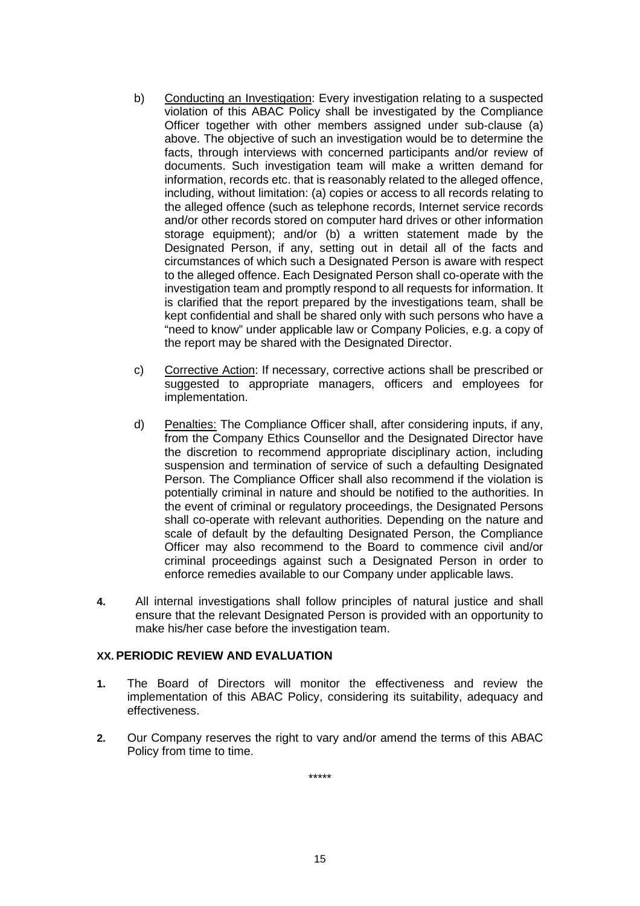b) Conducting an Investigation: Every investigation relating to a suspected violation of this ABAC Policy shall be investigated by the Compliance Officer together with other members assigned under sub-clause (a) above. The objective of such an investigation would be to determine the facts, through interviews with concerned participants and/or review of documents. Such investigation team will make a written demand for information, records etc. that is reasonably related to the alleged offence, including, without limitation: (a) copies or access to all records relating to the alleged offence (such as telephone records, Internet service records and/or other records stored on computer hard drives or other information storage equipment); and/or (b) a written statement made by the Designated Person, if any, setting out in detail all of the facts and circumstances of which such a Designated Person is aware with respect to the alleged offence. Each Designated Person shall co-operate with the investigation team and promptly respond to all requests for information. It is clarified that the report prepared by the investigations team, shall be kept confidential and shall be shared only with such persons who have a "need to know" under applicable law or Company Policies, e.g. a copy of the report may be shared with the Designated Director.

c) Corrective Action: If necessary, corrective actions shall be prescribed or suggested to appropriate managers, officers and employees for implementation.

d) Penalties: The Compliance Officer shall, after considering inputs, if any, from the Company Ethics Counsellor and the Designated Director have the discretion to recommend appropriate disciplinary action, including suspension and termination of service of such a defaulting Designated Person. The Compliance Officer shall also recommend if the violation is potentially criminal in nature and should be notified to the authorities. In the event of criminal or regulatory proceedings, the Designated Persons shall co-operate with relevant authorities. Depending on the nature and scale of default by the defaulting Designated Person, the Compliance Officer may also recommend to the Board to commence civil and/or criminal proceedings against such a Designated Person in order to enforce remedies available to our Company under applicable laws.

**4.** All internal investigations shall follow principles of natural justice and shall ensure that the relevant Designated Person is provided with an opportunity to make his/her case before the investigation team.

## XX. PERIODIC REVIEW AND EVALUATION

**1.** The Board of Directors will monitor the effectiveness and review the implementation of this ABAC Policy, considering its suitability, adequacy and effectiveness.

**2.** Our Company reserves the right to vary and/or amend the terms of this ABAC Policy from time to time.

*****